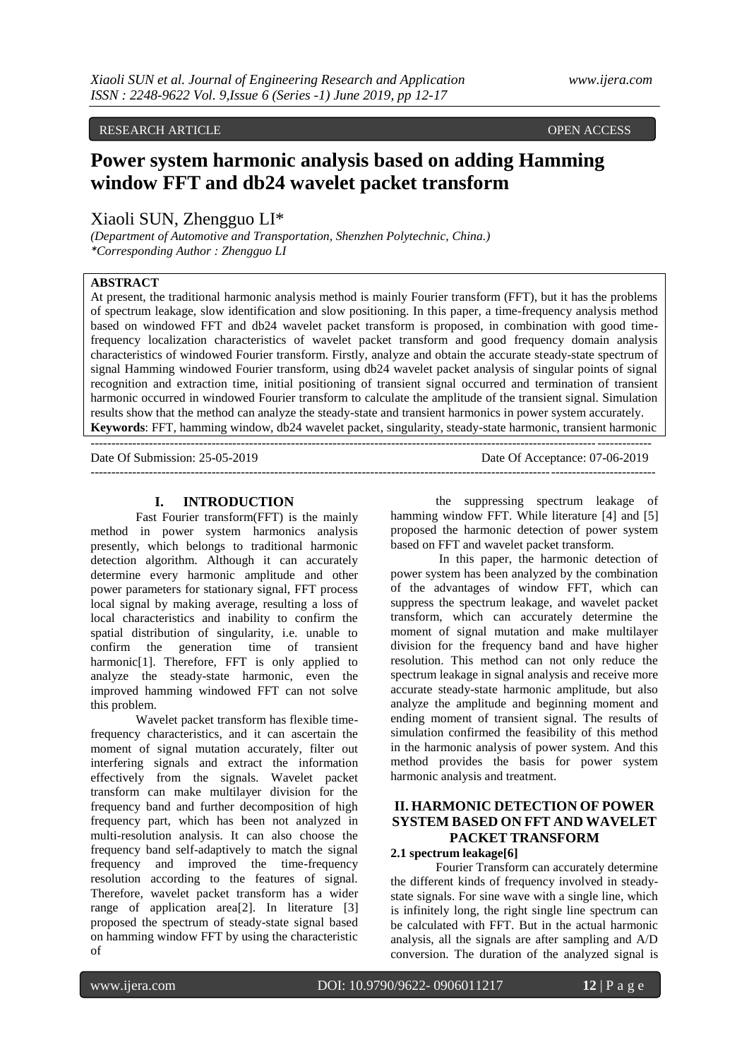RESEARCH ARTICLE OPEN ACCESS

# Power system harmonic analysis based on adding Hamming window FFT and db24 wavelet packet transform

Xiaoli SUN, Zhengguo LI*

*(Department of Automotive and Transportation, Shenzhen Polytechnic, China.)*
*\*Corresponding Author : Zhengguo LI*

**ABSTRACT**

At present, the traditional harmonic analysis method is mainly Fourier transform (FFT), but it has the problems of spectrum leakage, slow identification and slow positioning. In this paper, a time-frequency analysis method based on windowed FFT and db24 wavelet packet transform is proposed, in combination with good time-frequency localization characteristics of wavelet packet transform and good frequency domain analysis characteristics of windowed Fourier transform. Firstly, analyze and obtain the accurate steady-state spectrum of signal Hamming windowed Fourier transform, using db24 wavelet packet analysis of singular points of signal recognition and extraction time, initial positioning of transient signal occurred and termination of transient harmonic occurred in windowed Fourier transform to calculate the amplitude of the transient signal. Simulation results show that the method can analyze the steady-state and transient harmonics in power system accurately.

**Keywords**: FFT, hamming window, db24 wavelet packet, singularity, steady-state harmonic, transient harmonic

Date Of Submission: 25-05-2019 Date Of Acceptance: 07-06-2019

## I. INTRODUCTION

Fast Fourier transform(FFT) is the mainly method in power system harmonics analysis presently, which belongs to traditional harmonic detection algorithm. Although it can accurately determine every harmonic amplitude and other power parameters for stationary signal, FFT process local signal by making average, resulting a loss of local characteristics and inability to confirm the spatial distribution of singularity, i.e. unable to confirm the generation time of transient harmonic[1]. Therefore, FFT is only applied to analyze the steady-state harmonic, even the improved hamming windowed FFT can not solve this problem.

Wavelet packet transform has flexible time-frequency characteristics, and it can ascertain the moment of signal mutation accurately, filter out interfering signals and extract the information effectively from the signals. Wavelet packet transform can make multilayer division for the frequency band and further decomposition of high frequency part, which has been not analyzed in multi-resolution analysis. It can also choose the frequency band self-adaptively to match the signal frequency and improved the time-frequency resolution according to the features of signal. Therefore, wavelet packet transform has a wider range of application area[2]. In literature [3] proposed the spectrum of steady-state signal based on hamming window FFT by using the characteristic of the suppressing spectrum leakage of hamming window FFT. While literature [4] and [5] proposed the harmonic detection of power system based on FFT and wavelet packet transform.

In this paper, the harmonic detection of power system has been analyzed by the combination of the advantages of window FFT, which can suppress the spectrum leakage, and wavelet packet transform, which can accurately determine the moment of signal mutation and make multilayer division for the frequency band and have higher resolution. This method can not only reduce the spectrum leakage in signal analysis and receive more accurate steady-state harmonic amplitude, but also analyze the amplitude and beginning moment and ending moment of transient signal. The results of simulation confirmed the feasibility of this method in the harmonic analysis of power system. And this method provides the basis for power system harmonic analysis and treatment.

## II. HARMONIC DETECTION OF POWER SYSTEM BASED ON FFT AND WAVELET PACKET TRANSFORM

### 2.1 spectrum leakage[6]

Fourier Transform can accurately determine the different kinds of frequency involved in steady-state signals. For sine wave with a single line, which is infinitely long, the right single line spectrum can be calculated with FFT. But in the actual harmonic analysis, all the signals are after sampling and A/D conversion. The duration of the analyzed signal is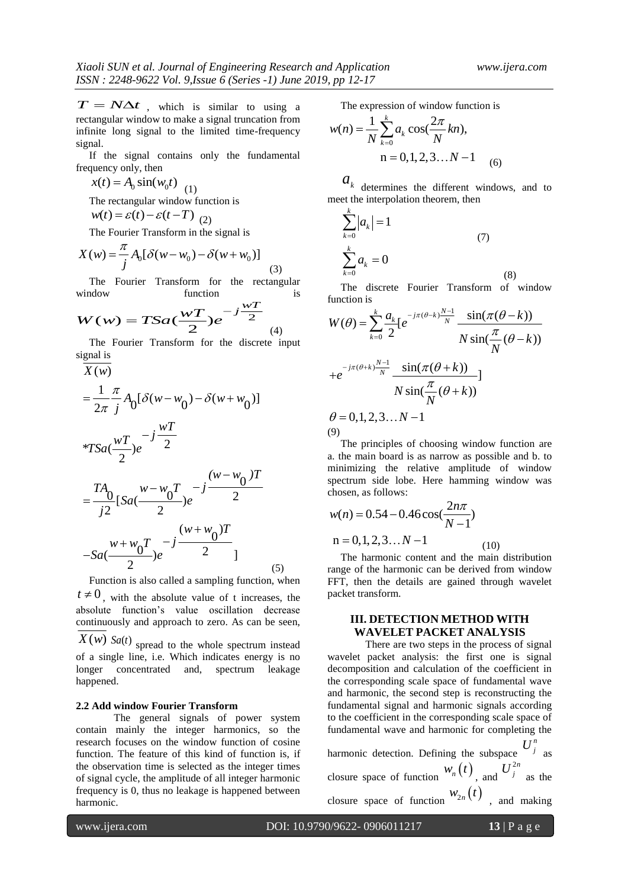$T = N\Delta t$ , which is similar to using a rectangular window to make a signal truncation from infinite long signal to the limited time-frequency signal.

If the signal contains only the fundamental frequency only, then

$$x(t) = A_0 \sin(w_0 t) \quad (1)$$

The rectangular window function is

$$w(t) = \varepsilon(t) - \varepsilon(t-T) \quad (2)$$

The Fourier Transform in the signal is

$$X(w) = \frac{\pi}{j} A_0[\delta(w-w_0) - \delta(w+w_0)] \quad (3)$$

The Fourier Transform for the rectangular window function is

$$W(w) = TSa(\frac{wT}{2})e^{-j\frac{wT}{2}} \quad (4)$$

The Fourier Transform for the discrete input signal is

$$\begin{aligned}
&\overline{X(w)} \\
&= \frac{1}{2\pi}\frac{\pi}{j}A_0[\delta(w-w_0) - \delta(w+w_0)] \\
&* TSa(\frac{wT}{2})e^{-j\frac{wT}{2}} \\
&= \frac{TA_0}{j2}[Sa(\frac{w-w_0T}{2})e^{-j\frac{(w-w_0)T}{2}} \\
&- Sa(\frac{w+w_0T}{2})e^{-j\frac{(w+w_0)T}{2}}]
\end{aligned} \quad (5)$$

Function is also called a sampling function, when $t \neq 0$, with the absolute value of t increases, the absolute function's value oscillation decrease continuously and approach to zero. As can be seen, $\overline{X(w)}$ $Sa(t)$ spread to the whole spectrum instead of a single line, i.e. Which indicates energy is no longer concentrated and, spectrum leakage happened.

### 2.2 Add window Fourier Transform

The general signals of power system contain mainly the integer harmonics, so the research focuses on the window function of cosine function. The feature of this kind of function is, if the observation time is selected as the integer times of signal cycle, the amplitude of all integer harmonic frequency is 0, thus no leakage is happened between harmonic.

The expression of window function is

$$w(n) = \frac{1}{N}\sum_{k=0}^{k} a_k \cos(\frac{2\pi}{N}kn), \quad n = 0,1,2,3\ldots N-1 \quad (6)$$

$a_k$ determines the different windows, and to meet the interpolation theorem, then

$$\sum_{k=0}^{k} |a_k| = 1 \quad (7)$$

$$\sum_{k=0}^{k} a_k = 0 \quad (8)$$

The discrete Fourier Transform of window function is

$$W(\theta) = \sum_{k=0}^{k} \frac{a_k}{2}[e^{-j\pi(\theta-k)\frac{N-1}{N}} \frac{\sin(\pi(\theta-k))}{N\sin(\frac{\pi}{N}(\theta-k))} + e^{-j\pi(\theta+k)\frac{N-1}{N}} \frac{\sin(\pi(\theta+k))}{N\sin(\frac{\pi}{N}(\theta+k))}]$$

$$\theta = 0,1,2,3\ldots N-1 \quad (9)$$

The principles of choosing window function are a. the main board is as narrow as possible and b. to minimizing the relative amplitude of window spectrum side lobe. Here hamming window was chosen, as follows:

$$w(n) = 0.54 - 0.46\cos(\frac{2n\pi}{N-1}), \quad n = 0,1,2,3\ldots N-1 \quad (10)$$

The harmonic content and the main distribution range of the harmonic can be derived from window FFT, then the details are gained through wavelet packet transform.

## III. DETECTION METHOD WITH WAVELET PACKET ANALYSIS

There are two steps in the process of signal wavelet packet analysis: the first one is signal decomposition and calculation of the coefficient in the corresponding scale space of fundamental wave and harmonic, the second step is reconstructing the fundamental signal and harmonic signals according to the coefficient in the corresponding scale space of fundamental wave and harmonic for completing the harmonic detection. Defining the subspace $U_j^n$ as closure space of function $w_n(t)$, and $U_j^{2n}$ as the closure space of function $w_{2n}(t)$, and making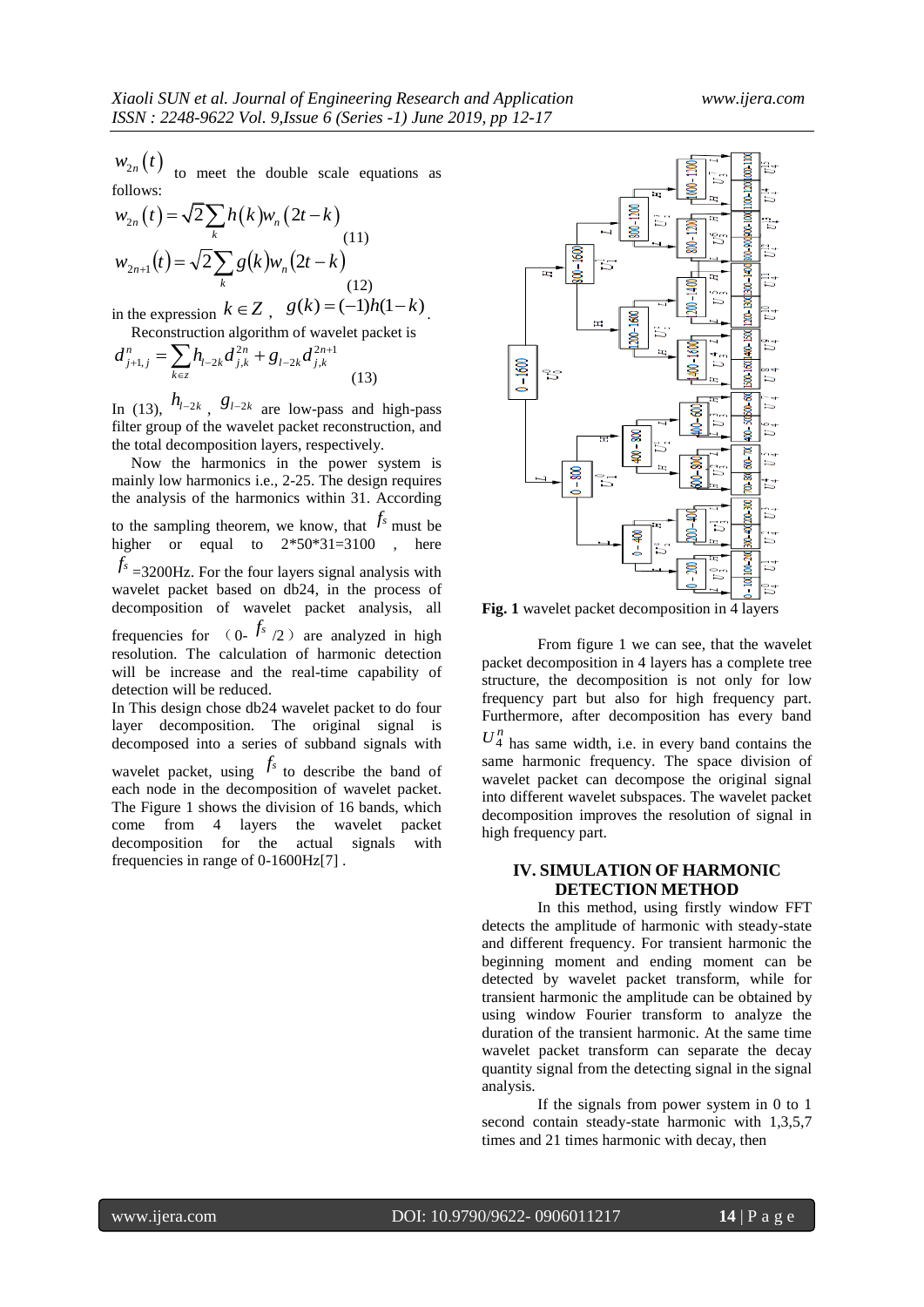$w_{2n}(t)$ to meet the double scale equations as follows:

$$w_{2n}(t) = \sqrt{2}\sum_{k} h(k) w_n(2t-k) \tag{11}$$

$$w_{2n+1}(t) = \sqrt{2}\sum_{k} g(k) w_n(2t-k) \tag{12}$$

in the expression $k \in Z$, $g(k) = (-1)h(1-k)$.

Reconstruction algorithm of wavelet packet is

$$d_{j+1,j}^{n} = \sum_{k \in z} h_{l-2k} d_{j,k}^{2n} + g_{l-2k} d_{j,k}^{2n+1} \tag{13}$$

In (13), $h_{l-2k}$, $g_{l-2k}$ are low-pass and high-pass filter group of the wavelet packet reconstruction, and the total decomposition layers, respectively.

Now the harmonics in the power system is mainly low harmonics i.e., 2-25. The design requires the analysis of the harmonics within 31. According to the sampling theorem, we know, that $f_s$ must be higher or equal to 2*50*31=3100 , here $f_s$ =3200Hz. For the four layers signal analysis with wavelet packet based on db24, in the process of decomposition of wavelet packet analysis, all frequencies for （0- $f_s$ /2）are analyzed in high resolution. The calculation of harmonic detection will be increase and the real-time capability of detection will be reduced.

In This design chose db24 wavelet packet to do four layer decomposition. The original signal is decomposed into a series of subband signals with wavelet packet, using $f_s$ to describe the band of each node in the decomposition of wavelet packet. The Figure 1 shows the division of 16 bands, which come from 4 layers the wavelet packet decomposition for the actual signals with frequencies in range of 0-1600Hz[7] .

**Fig. 1** wavelet packet decomposition in 4 layers

From figure 1 we can see, that the wavelet packet decomposition in 4 layers has a complete tree structure, the decomposition is not only for low frequency part but also for high frequency part. Furthermore, after decomposition has every band $U_4^n$ has same width, i.e. in every band contains the same harmonic frequency. The space division of wavelet packet can decompose the original signal into different wavelet subspaces. The wavelet packet decomposition improves the resolution of signal in high frequency part.

## IV. SIMULATION OF HARMONIC DETECTION METHOD

In this method, using firstly window FFT detects the amplitude of harmonic with steady-state and different frequency. For transient harmonic the beginning moment and ending moment can be detected by wavelet packet transform, while for transient harmonic the amplitude can be obtained by using window Fourier transform to analyze the duration of the transient harmonic. At the same time wavelet packet transform can separate the decay quantity signal from the detecting signal in the signal analysis.

If the signals from power system in 0 to 1 second contain steady-state harmonic with 1,3,5,7 times and 21 times harmonic with decay, then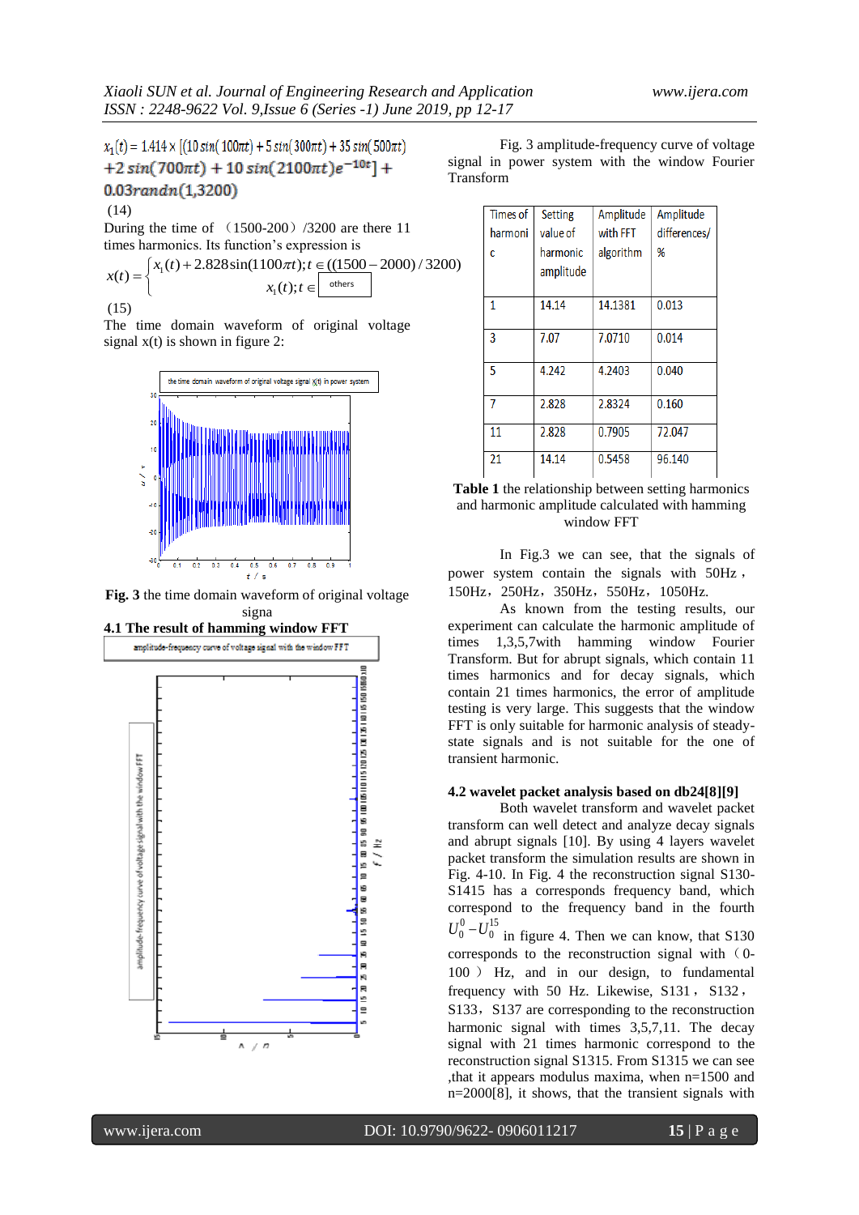$$x_1(t) = 1.414 \times [(10\sin(100\pi t) + 5\sin(300\pi t) + 35\sin(500\pi t) + 2\sin(700\pi t) + 10\sin(2100\pi t)e^{-10t}] + 0.03randn(1,3200)$$

(14)

During the time of （1500-200）/3200 are there 11 times harmonics. Its function's expression is

$$x(t) = \begin{cases} x_1(t) + 2.828\sin(1100\pi t); t \in ((1500-2000)/3200) \\ x_1(t); t \in \text{others} \end{cases}$$

(15)

The time domain waveform of original voltage signal x(t) is shown in figure 2:

**Fig. 3** the time domain waveform of original voltage signa

### 4.1 The result of hamming window FFT

Fig. 3 amplitude-frequency curve of voltage signal in power system with the window Fourier Transform

| Times of harmonic | Setting value of harmonic amplitude | Amplitude with FFT algorithm | Amplitude differences/ % |
|---|---|---|---|
| 1 | 14.14 | 14.1381 | 0.013 |
| 3 | 7.07 | 7.0710 | 0.014 |
| 5 | 4.242 | 4.2403 | 0.040 |
| 7 | 2.828 | 2.8324 | 0.160 |
| 11 | 2.828 | 0.7905 | 72.047 |
| 21 | 14.14 | 0.5458 | 96.140 |

**Table 1** the relationship between setting harmonics and harmonic amplitude calculated with hamming window FFT

In Fig.3 we can see, that the signals of power system contain the signals with 50Hz，150Hz，250Hz，350Hz，550Hz，1050Hz.

As known from the testing results, our experiment can calculate the harmonic amplitude of times 1,3,5,7with hamming window Fourier Transform. But for abrupt signals, which contain 11 times harmonics and for decay signals, which contain 21 times harmonics, the error of amplitude testing is very large. This suggests that the window FFT is only suitable for harmonic analysis of steady-state signals and is not suitable for the one of transient harmonic.

### 4.2 wavelet packet analysis based on db24[8][9]

Both wavelet transform and wavelet packet transform can well detect and analyze decay signals and abrupt signals [10]. By using 4 layers wavelet packet transform the simulation results are shown in Fig. 4-10. In Fig. 4 the reconstruction signal S130-S1415 has a corresponds frequency band, which correspond to the frequency band in the fourth $U_0^0 - U_0^{15}$ in figure 4. Then we can know, that S130 corresponds to the reconstruction signal with（0-100）Hz, and in our design, to fundamental frequency with 50 Hz. Likewise, S131，S132，S133，S137 are corresponding to the reconstruction harmonic signal with times 3,5,7,11. The decay signal with 21 times harmonic correspond to the reconstruction signal S1315. From S1315 we can see ,that it appears modulus maxima, when n=1500 and n=2000[8], it shows, that the transient signals with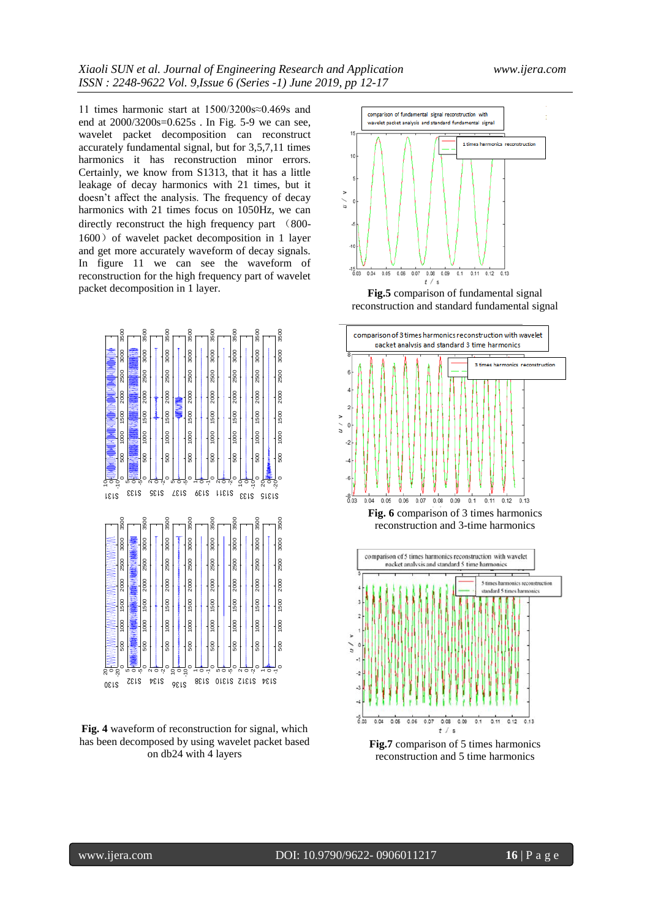11 times harmonic start at 1500/3200s≈0.469s and end at 2000/3200s=0.625s . In Fig. 5-9 we can see, wavelet packet decomposition can reconstruct accurately fundamental signal, but for 3,5,7,11 times harmonics it has reconstruction minor errors. Certainly, we know from S1313, that it has a little leakage of decay harmonics with 21 times, but it doesn't affect the analysis. The frequency of decay harmonics with 21 times focus on 1050Hz, we can directly reconstruct the high frequency part （800-1600）of wavelet packet decomposition in 1 layer and get more accurately waveform of decay signals. In figure 11 we can see the waveform of reconstruction for the high frequency part of wavelet packet decomposition in 1 layer.

**Fig. 4** waveform of reconstruction for signal, which has been decomposed by using wavelet packet based on db24 with 4 layers

**Fig.5** comparison of fundamental signal reconstruction and standard fundamental signal

**Fig. 6** comparison of 3 times harmonics reconstruction and 3-time harmonics

**Fig.7** comparison of 5 times harmonics reconstruction and 5 time harmonics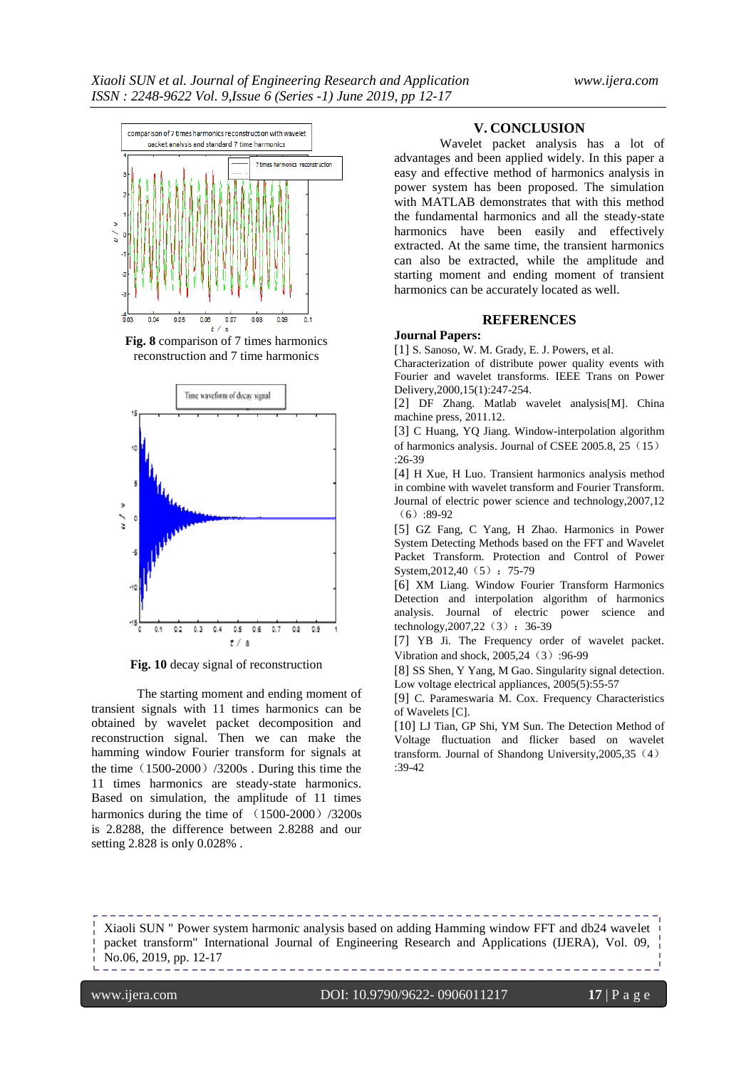comparison of 7 times harmonics reconstruction with wavelet packet analysis and standard 7 time harmonics

7 times harmonics reconstruction

u / v

t / s

4
3
2
1
0
-1
-2
-3
-4

0.03 0.04 0.05 0.06 0.07 0.08 0.09 0.1

**Fig. 8** comparison of 7 times harmonics reconstruction and 7 time harmonics

Time waveform of decay signal

u / v

t / s

15
10
5
0
-5
-10
-15

0 0.1 0.2 0.3 0.4 0.5 0.6 0.7 0.8 0.9 1

**Fig. 10** decay signal of reconstruction

The starting moment and ending moment of transient signals with 11 times harmonics can be obtained by wavelet packet decomposition and reconstruction signal. Then we can make the hamming window Fourier transform for signals at the time（1500-2000）/3200s . During this time the 11 times harmonics are steady-state harmonics. Based on simulation, the amplitude of 11 times harmonics during the time of （1500-2000）/3200s is 2.8288, the difference between 2.8288 and our setting 2.828 is only 0.028% .

## V. CONCLUSION

Wavelet packet analysis has a lot of advantages and been applied widely. In this paper a easy and effective method of harmonics analysis in power system has been proposed. The simulation with MATLAB demonstrates that with this method the fundamental harmonics and all the steady-state harmonics have been easily and effectively extracted. At the same time, the transient harmonics can also be extracted, while the amplitude and starting moment and ending moment of transient harmonics can be accurately located as well.

## REFERENCES

**Journal Papers:**

[1] S. Sanoso, W. M. Grady, E. J. Powers, et al. Characterization of distribute power quality events with Fourier and wavelet transforms. IEEE Trans on Power Delivery,2000,15(1):247-254.

[2] DF Zhang. Matlab wavelet analysis[M]. China machine press, 2011.12.

[3] C Huang, YQ Jiang. Window-interpolation algorithm of harmonics analysis. Journal of CSEE 2005.8, 25（15）:26-39

[4] H Xue, H Luo. Transient harmonics analysis method in combine with wavelet transform and Fourier Transform. Journal of electric power science and technology,2007,12（6）:89-92

[5] GZ Fang, C Yang, H Zhao. Harmonics in Power System Detecting Methods based on the FFT and Wavelet Packet Transform. Protection and Control of Power System,2012,40（5）：75-79

[6] XM Liang. Window Fourier Transform Harmonics Detection and interpolation algorithm of harmonics analysis. Journal of electric power science and technology,2007,22（3）：36-39

[7] YB Ji. The Frequency order of wavelet packet. Vibration and shock, 2005,24（3）:96-99

[8] SS Shen, Y Yang, M Gao. Singularity signal detection. Low voltage electrical appliances, 2005(5):55-57

[9] C. Parameswaria M. Cox. Frequency Characteristics of Wavelets [C].

[10] LJ Tian, GP Shi, YM Sun. The Detection Method of Voltage fluctuation and flicker based on wavelet transform. Journal of Shandong University,2005,35（4）:39-42

Xiaoli SUN " Power system harmonic analysis based on adding Hamming window FFT and db24 wavelet packet transform" International Journal of Engineering Research and Applications (IJERA), Vol. 09, No.06, 2019, pp. 12-17